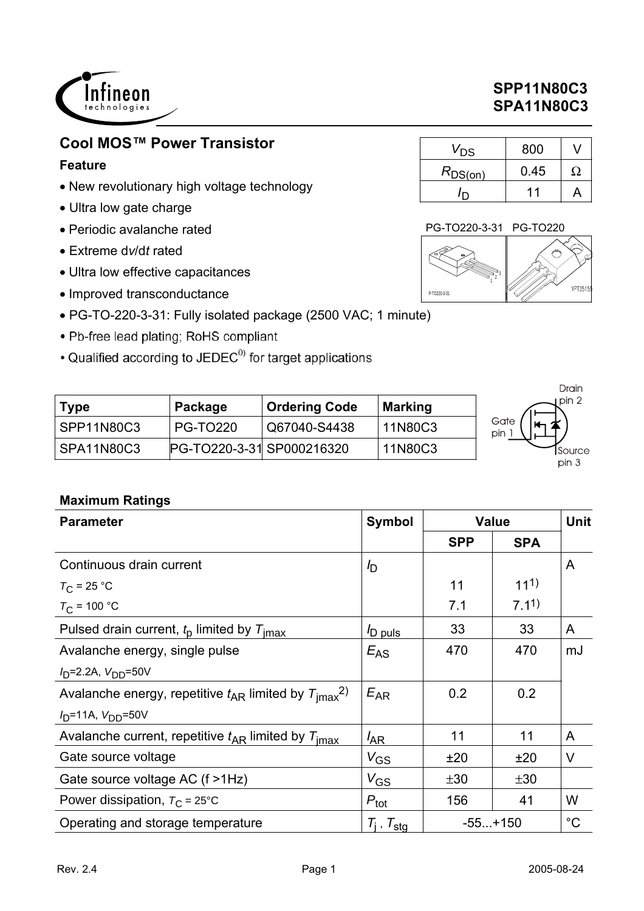# SPP11N80C3
# SPA11N80C3

## Cool MOS™ Power Transistor

| $V_{DS}$ | 800 | V |
|---|---|---|
| $R_{DS(on)}$ | 0.45 | Ω |
| $I_D$ | 11 | A |

### Feature

- New revolutionary high voltage technology
- Ultra low gate charge
- Periodic avalanche rated
- Extreme d*v*/d*t* rated
- Ultra low effective capacitances
- Improved transconductance
- PG-TO-220-3-31: Fully isolated package (2500 VAC; 1 minute)
- Pb-free lead plating; RoHS compliant
- Qualified according to JEDEC[0)] for target applications

PG-TO220-3-31 PG-TO220

| Type | Package | Ordering Code | Marking |
|---|---|---|---|
| SPP11N80C3 | PG-TO220 | Q67040-S4438 | 11N80C3 |
| SPA11N80C3 | PG-TO220-3-31 | SP000216320 | 11N80C3 |

Drain pin 2, Gate pin 1, Source pin 3

### Maximum Ratings

| Parameter | Symbol | Value | | Unit |
|---|---|---|---|---|
| | | SPP | SPA | |
| Continuous drain current<br>$T_C$ = 25 °C<br>$T_C$ = 100 °C | $I_D$ | <br>11<br>7.1 | <br>11[1)]<br>7.1[1)] | A |
| Pulsed drain current, $t_p$ limited by $T_{jmax}$ | $I_{D\ puls}$ | 33 | 33 | A |
| Avalanche energy, single pulse<br>$I_D$=2.2A, $V_{DD}$=50V | $E_{AS}$ | 470 | 470 | mJ |
| Avalanche energy, repetitive $t_{AR}$ limited by $T_{jmax}$[2)]<br>$I_D$=11A, $V_{DD}$=50V | $E_{AR}$ | 0.2 | 0.2 | |
| Avalanche current, repetitive $t_{AR}$ limited by $T_{jmax}$ | $I_{AR}$ | 11 | 11 | A |
| Gate source voltage | $V_{GS}$ | ±20 | ±20 | V |
| Gate source voltage AC (f >1Hz) | $V_{GS}$ | ±30 | ±30 | |
| Power dissipation, $T_C$ = 25°C | $P_{tot}$ | 156 | 41 | W |
| Operating and storage temperature | $T_j$ , $T_{stg}$ | -55...+150 | | °C |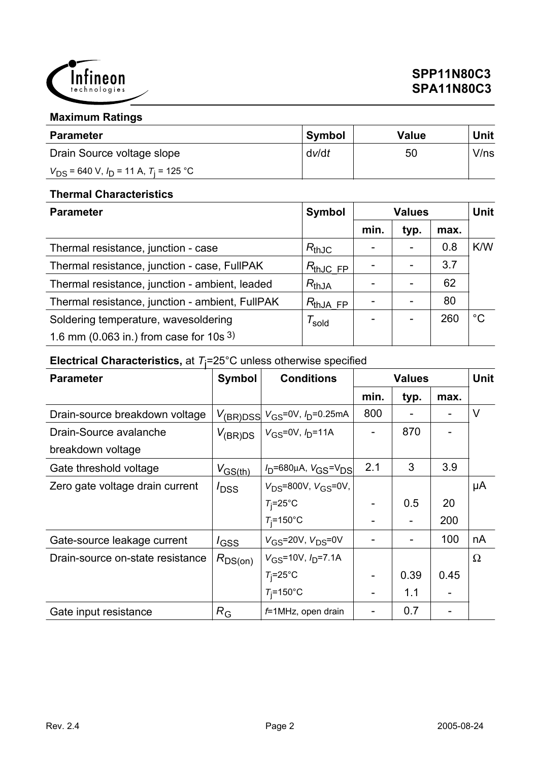**Maximum Ratings**

| Parameter | Symbol | Value | Unit |
|---|---|---|---|
| Drain Source voltage slope<br>$V_{DS}$ = 640 V, $I_D$ = 11 A, $T_j$ = 125 °C | d$v$/d$t$ | 50 | V/ns |

**Thermal Characteristics**

| Parameter | Symbol | Values | | | Unit |
|---|---|---|---|---|---|
| | | min. | typ. | max. | |
| Thermal resistance, junction - case | $R_{thJC}$ | - | - | 0.8 | K/W |
| Thermal resistance, junction - case, FullPAK | $R_{thJC\_FP}$ | - | - | 3.7 | |
| Thermal resistance, junction - ambient, leaded | $R_{thJA}$ | - | - | 62 | |
| Thermal resistance, junction - ambient, FullPAK | $R_{thJA\_FP}$ | - | - | 80 | |
| Soldering temperature, wavesoldering<br>1.6 mm (0.063 in.) from case for 10s [3) | $T_{sold}$ | - | - | 260 | °C |

**Electrical Characteristics,** at $T_j$=25°C unless otherwise specified

| Parameter | Symbol | Conditions | Values | | | Unit |
|---|---|---|---|---|---|---|
| | | | min. | typ. | max. | |
| Drain-source breakdown voltage | $V_{(BR)DSS}$ | $V_{GS}$=0V, $I_D$=0.25mA | 800 | - | - | V |
| Drain-Source avalanche breakdown voltage | $V_{(BR)DS}$ | $V_{GS}$=0V, $I_D$=11A | - | 870 | - | |
| Gate threshold voltage | $V_{GS(th)}$ | $I_D$=680μA, $V_{GS}$=$V_{DS}$ | 2.1 | 3 | 3.9 | |
| Zero gate voltage drain current | $I_{DSS}$ | $V_{DS}$=800V, $V_{GS}$=0V, | | | | μA |
| | | $T_j$=25°C | - | 0.5 | 20 | |
| | | $T_j$=150°C | - | - | 200 | |
| Gate-source leakage current | $I_{GSS}$ | $V_{GS}$=20V, $V_{DS}$=0V | - | - | 100 | nA |
| Drain-source on-state resistance | $R_{DS(on)}$ | $V_{GS}$=10V, $I_D$=7.1A | | | | Ω |
| | | $T_j$=25°C | - | 0.39 | 0.45 | |
| | | $T_j$=150°C | - | 1.1 | - | |
| Gate input resistance | $R_G$ | $f$=1MHz, open drain | - | 0.7 | - | |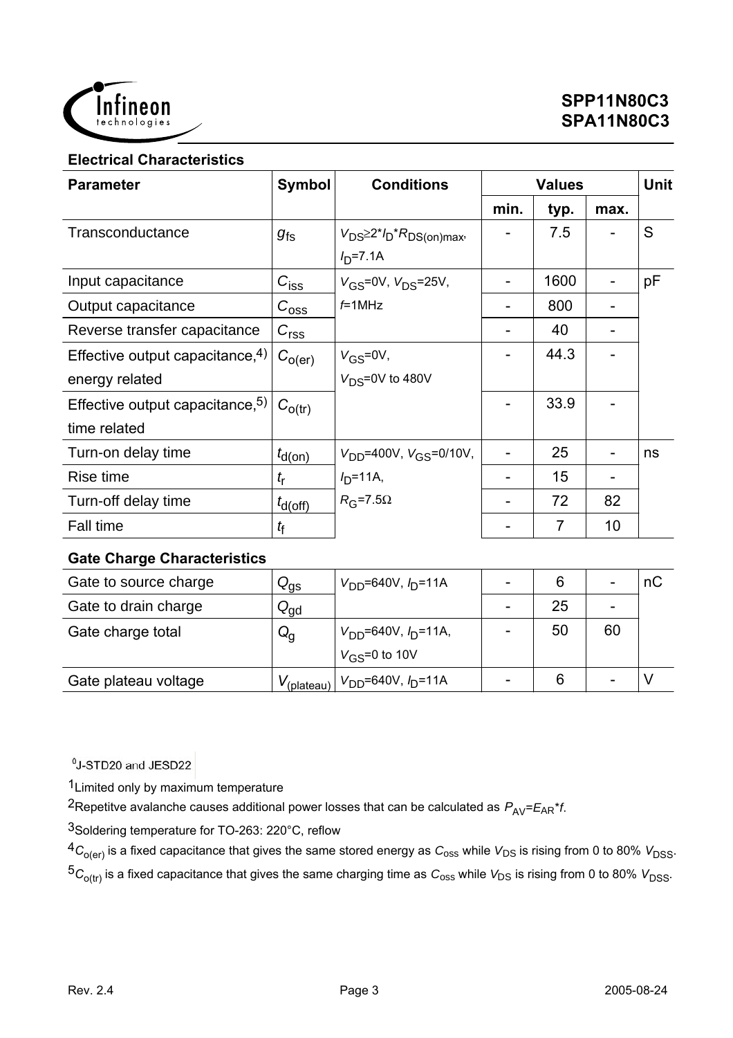## Electrical Characteristics

| Parameter | Symbol | Conditions | Values | | | Unit |
|---|---|---|---|---|---|---|
| | | | min. | typ. | max. | |
| Transconductance | $g_{fs}$ | $V_{DS} \geq 2*I_D*R_{DS(on)max}$, $I_D$=7.1A | - | 7.5 | - | S |
| Input capacitance | $C_{iss}$ | $V_{GS}$=0V, $V_{DS}$=25V, $f$=1MHz | - | 1600 | - | pF |
| Output capacitance | $C_{oss}$ | | - | 800 | - | |
| Reverse transfer capacitance | $C_{rss}$ | | - | 40 | - | |
| Effective output capacitance,[4] energy related | $C_{o(er)}$ | $V_{GS}$=0V, $V_{DS}$=0V to 480V | - | 44.3 | - | |
| Effective output capacitance,[5] time related | $C_{o(tr)}$ | | - | 33.9 | - | |
| Turn-on delay time | $t_{d(on)}$ | $V_{DD}$=400V, $V_{GS}$=0/10V, $I_D$=11A, $R_G$=7.5Ω | - | 25 | - | ns |
| Rise time | $t_r$ | | - | 15 | - | |
| Turn-off delay time | $t_{d(off)}$ | | - | 72 | 82 | |
| Fall time | $t_f$ | | - | 7 | 10 | |

## Gate Charge Characteristics

| Parameter | Symbol | Conditions | min. | typ. | max. | Unit |
|---|---|---|---|---|---|---|
| Gate to source charge | $Q_{gs}$ | $V_{DD}$=640V, $I_D$=11A | - | 6 | - | nC |
| Gate to drain charge | $Q_{gd}$ | | - | 25 | - | |
| Gate charge total | $Q_g$ | $V_{DD}$=640V, $I_D$=11A, $V_{GS}$=0 to 10V | - | 50 | 60 | |
| Gate plateau voltage | $V_{(plateau)}$ | $V_{DD}$=640V, $I_D$=11A | - | 6 | - | V |

[0]J-STD20 and JESD22

[1]Limited only by maximum temperature

[2]Repetitve avalanche causes additional power losses that can be calculated as $P_{AV}=E_{AR}*f$.

[3]Soldering temperature for TO-263: 220°C, reflow

[4]$C_{o(er)}$ is a fixed capacitance that gives the same stored energy as $C_{oss}$ while $V_{DS}$ is rising from 0 to 80% $V_{DSS}$.

[5]$C_{o(tr)}$ is a fixed capacitance that gives the same charging time as $C_{oss}$ while $V_{DS}$ is rising from 0 to 80% $V_{DSS}$.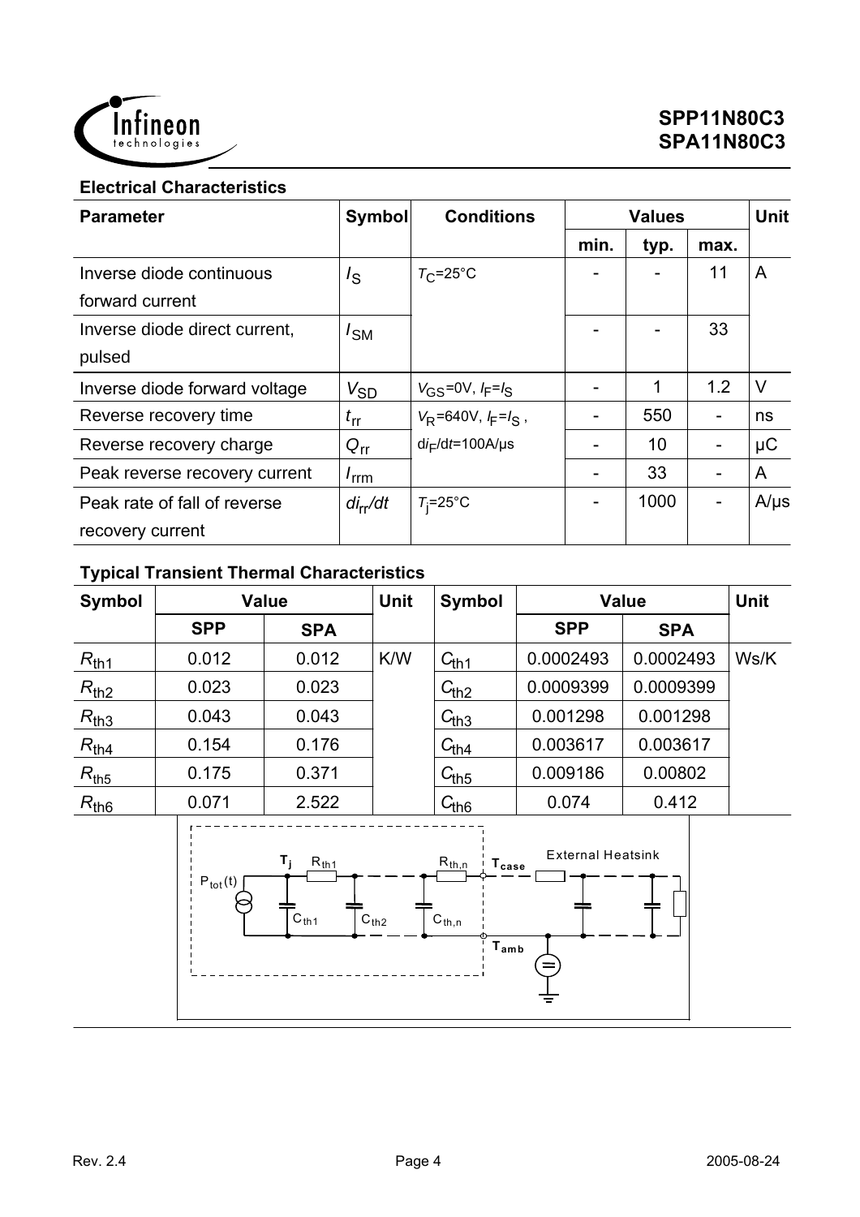## Electrical Characteristics

| Parameter | Symbol | Conditions | Values | | | Unit |
|---|---|---|---|---|---|---|
| | | | min. | typ. | max. | |
| Inverse diode continuous forward current | $I_S$ | $T_C$=25°C | - | - | 11 | A |
| Inverse diode direct current, pulsed | $I_{SM}$ | | - | - | 33 | |
| Inverse diode forward voltage | $V_{SD}$ | $V_{GS}$=0V, $I_F$=$I_S$ | - | 1 | 1.2 | V |
| Reverse recovery time | $t_{rr}$ | $V_R$=640V, $I_F$=$I_S$ , | - | 550 | - | ns |
| Reverse recovery charge | $Q_{rr}$ | d$i_F$/d$t$=100A/µs | - | 10 | - | µC |
| Peak reverse recovery current | $I_{rrm}$ | | - | 33 | - | A |
| Peak rate of fall of reverse recovery current | $di_{rr}/dt$ | $T_j$=25°C | - | 1000 | - | A/µs |

## Typical Transient Thermal Characteristics

| Symbol | Value | | Unit | Symbol | Value | | Unit |
|---|---|---|---|---|---|---|---|
| | SPP | SPA | | | SPP | SPA | |
| $R_{th1}$ | 0.012 | 0.012 | K/W | $C_{th1}$ | 0.0002493 | 0.0002493 | Ws/K |
| $R_{th2}$ | 0.023 | 0.023 | | $C_{th2}$ | 0.0009399 | 0.0009399 | |
| $R_{th3}$ | 0.043 | 0.043 | | $C_{th3}$ | 0.001298 | 0.001298 | |
| $R_{th4}$ | 0.154 | 0.176 | | $C_{th4}$ | 0.003617 | 0.003617 | |
| $R_{th5}$ | 0.175 | 0.371 | | $C_{th5}$ | 0.009186 | 0.00802 | |
| $R_{th6}$ | 0.071 | 2.522 | | $C_{th6}$ | 0.074 | 0.412 | |

$P_{tot}(t)$ $T_j$ $R_{th1}$ $R_{th,n}$ $T_{case}$ External Heatsink $C_{th1}$ $C_{th2}$ $C_{th,n}$ $T_{amb}$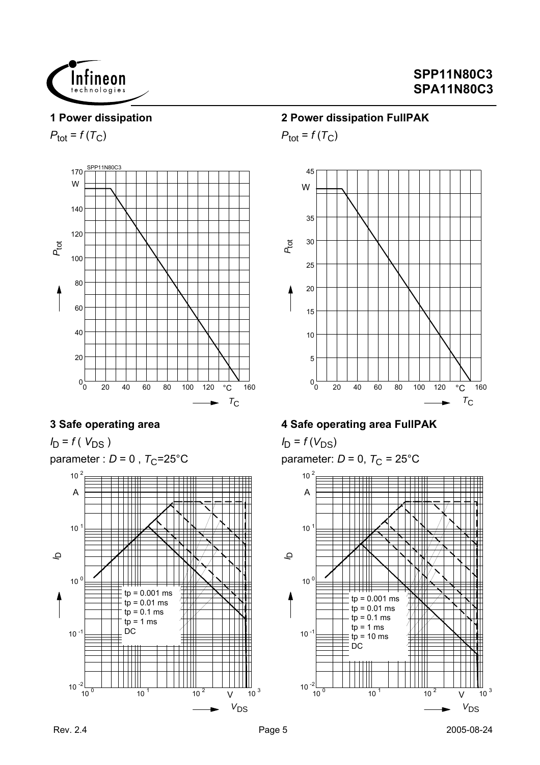## 1 Power dissipation

$P_{tot} = f(T_C)$

## 2 Power dissipation FullPAK

$P_{tot} = f(T_C)$

## 3 Safe operating area

$I_D = f(V_{DS})$

parameter : $D = 0$ , $T_C$=25°C

## 4 Safe operating area FullPAK

$I_D = f(V_{DS})$

parameter: $D = 0$, $T_C$ = 25°C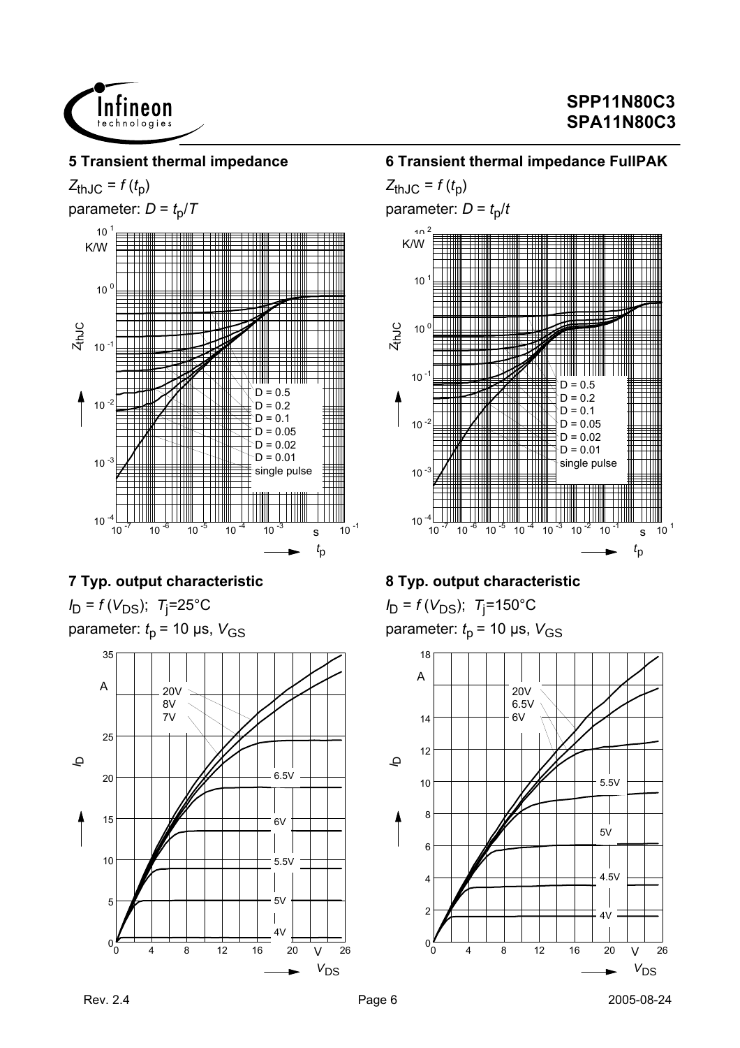### 5 Transient thermal impedance

$Z_{thJC} = f(t_p)$

parameter: $D = t_p/T$

### 6 Transient thermal impedance FullPAK

$Z_{thJC} = f(t_p)$

parameter: $D = t_p/t$

### 7 Typ. output characteristic

$I_D = f(V_{DS})$; $T_j$=25°C

parameter: $t_p$ = 10 µs, $V_{GS}$

### 8 Typ. output characteristic

$I_D = f(V_{DS})$; $T_j$=150°C

parameter: $t_p$ = 10 µs, $V_{GS}$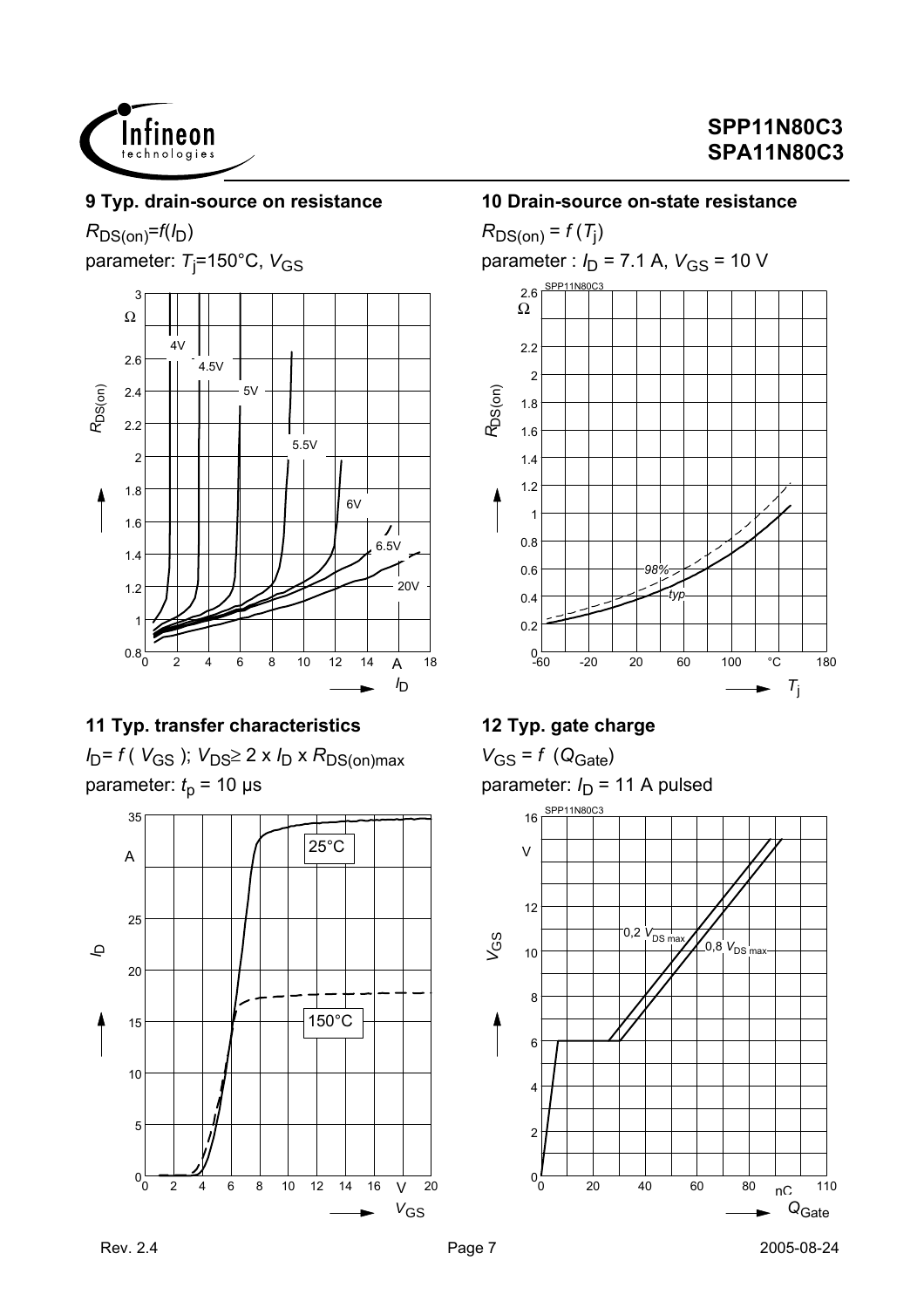### 9 Typ. drain-source on resistance

$R_{DS(on)}=f(I_D)$

parameter: $T_j$=150°C, $V_{GS}$

### 10 Drain-source on-state resistance

$R_{DS(on)} = f(T_j)$

parameter : $I_D$ = 7.1 A, $V_{GS}$ = 10 V

### 11 Typ. transfer characteristics

$I_D = f(V_{GS})$; $V_{DS} \geq 2 \times I_D \times R_{DS(on)max}$

parameter: $t_p$ = 10 µs

### 12 Typ. gate charge

$V_{GS} = f(Q_{Gate})$

parameter: $I_D$ = 11 A pulsed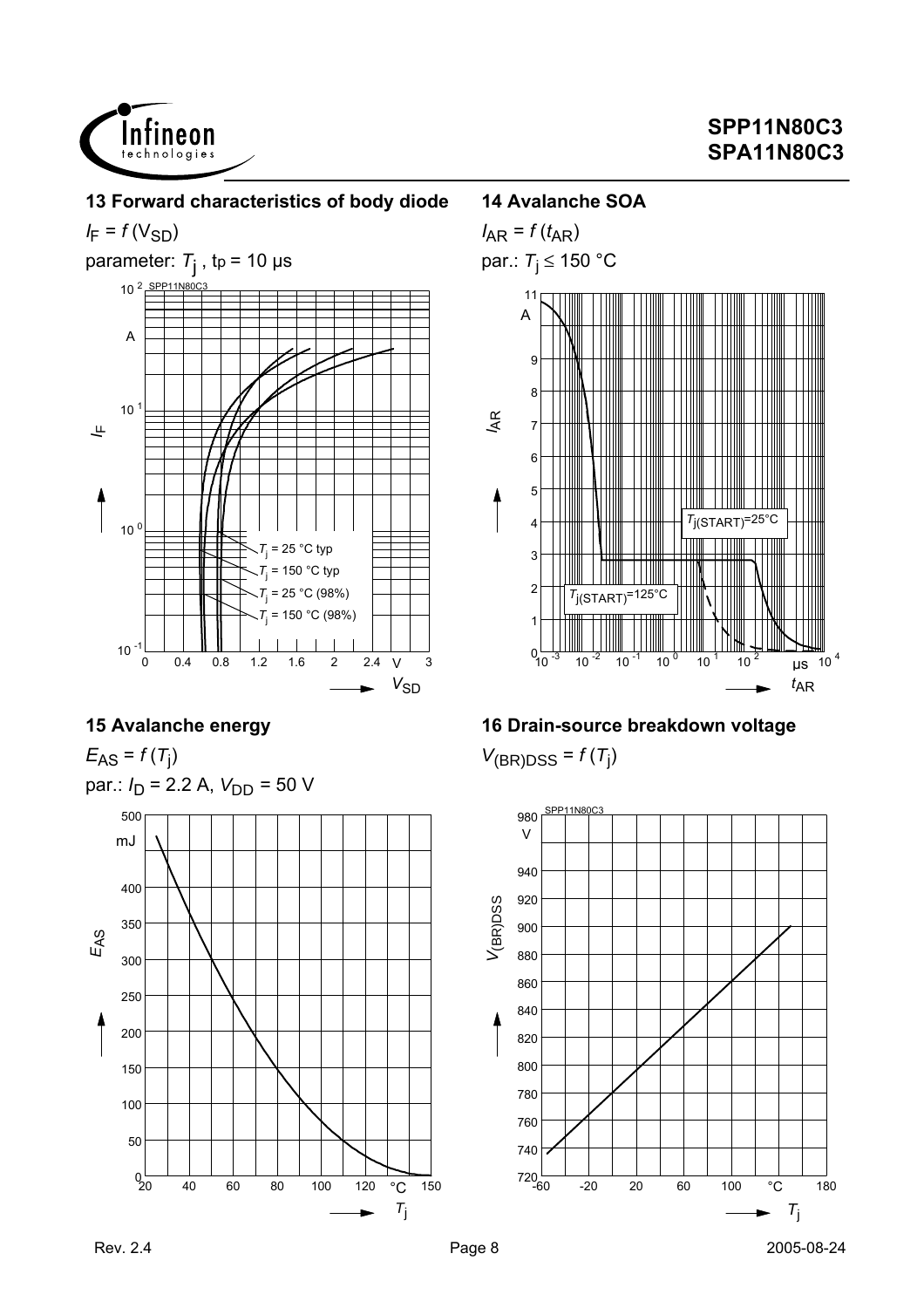## 13 Forward characteristics of body diode

$I_F = f(V_{SD})$

parameter: $T_j$ , tp = 10 µs

## 14 Avalanche SOA

$I_{AR} = f(t_{AR})$

par.: $T_j \leq 150$ °C

## 15 Avalanche energy

$E_{AS} = f(T_j)$

par.: $I_D$ = 2.2 A, $V_{DD}$ = 50 V

## 16 Drain-source breakdown voltage

$V_{(BR)DSS} = f(T_j)$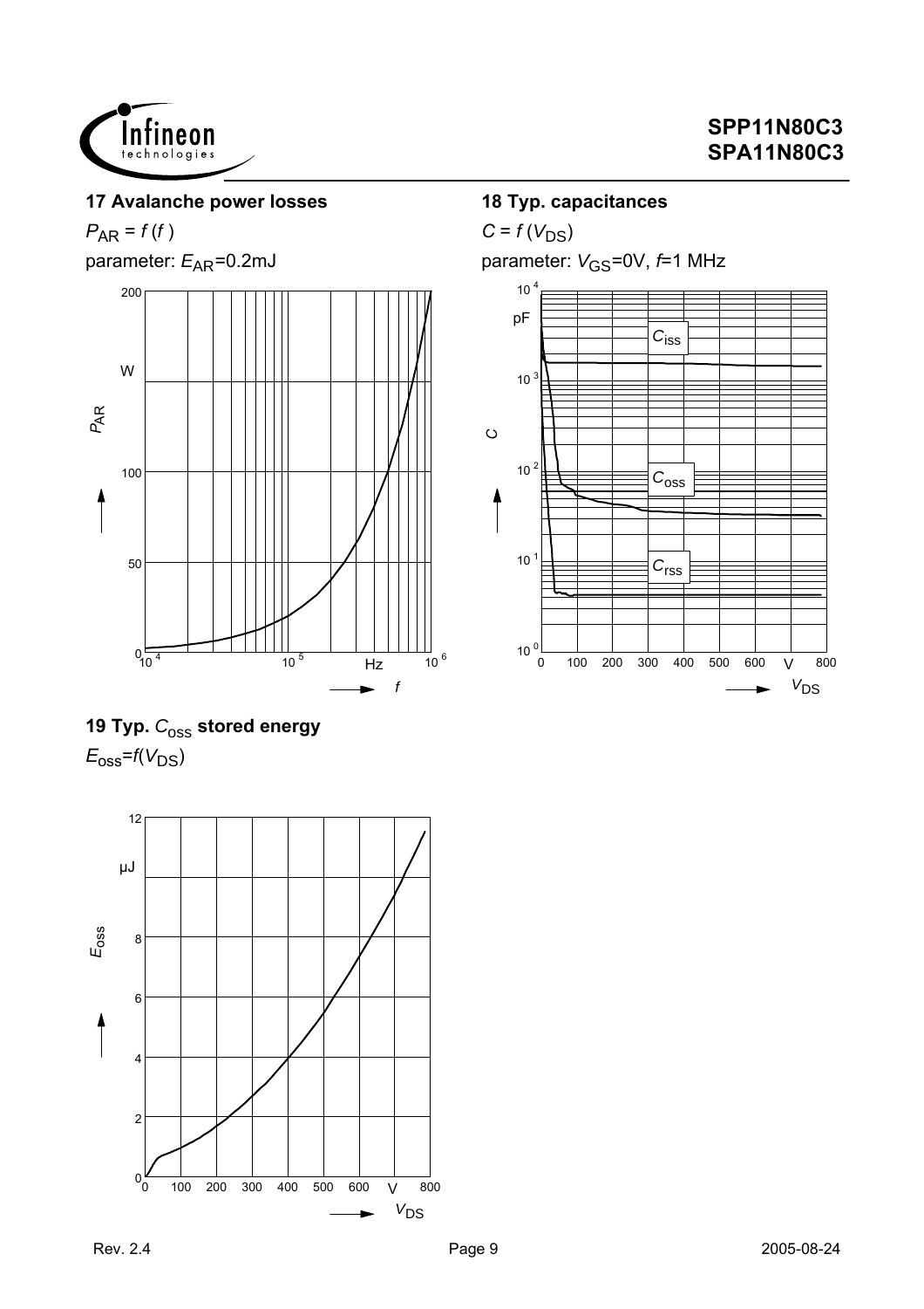### 17 Avalanche power losses

$P_{AR} = f(f)$

parameter: $E_{AR}$=0.2mJ

### 18 Typ. capacitances

$C = f(V_{DS})$

parameter: $V_{GS}$=0V, $f$=1 MHz

### 19 Typ. $C_{oss}$ stored energy

$E_{oss}=f(V_{DS})$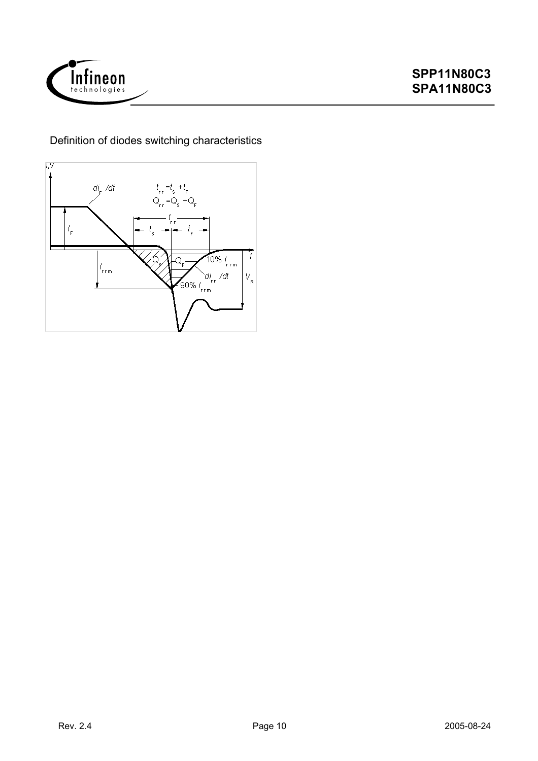Definition of diodes switching characteristics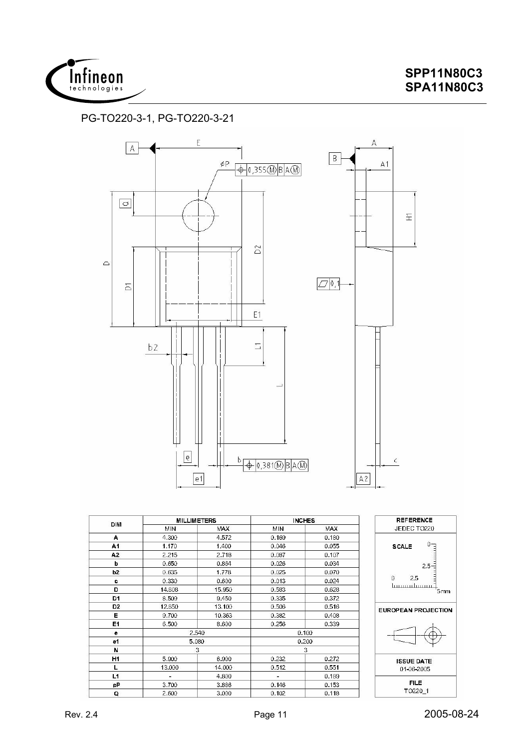PG-TO220-3-1, PG-TO220-3-21

| DIM | MILLIMETERS | | INCHES | |
|---|---|---|---|---|
| | MIN | MAX | MIN | MAX |
| A | 4.300 | 4.572 | 0.169 | 0.180 |
| A1 | 1.170 | 1.400 | 0.046 | 0.055 |
| A2 | 2.215 | 2.718 | 0.087 | 0.107 |
| b | 0.650 | 0.864 | 0.026 | 0.034 |
| b2 | 0.635 | 1.778 | 0.025 | 0.070 |
| c | 0.330 | 0.600 | 0.013 | 0.024 |
| D | 14.808 | 15.950 | 0.583 | 0.628 |
| D1 | 8.509 | 9.450 | 0.335 | 0.372 |
| D2 | 12.850 | 13.100 | 0.506 | 0.516 |
| E | 9.700 | 10.363 | 0.382 | 0.408 |
| E1 | 6.500 | 8.600 | 0.256 | 0.339 |
| e | 2.540 | | 0.100 | |
| e1 | 5.080 | | 0.200 | |
| N | 3 | | 3 | |
| H1 | 5.900 | 6.900 | 0.232 | 0.272 |
| L | 13.000 | 14.000 | 0.512 | 0.551 |
| L1 | - | 4.800 | - | 0.189 |
| øP | 3.700 | 3.886 | 0.146 | 0.153 |
| Q | 2.600 | 3.000 | 0.102 | 0.118 |

| REFERENCE |
|---|
| JEDEC TO220 |
| SCALE |
| EUROPEAN PROJECTION |
| ISSUE DATE 01-06-2005 |
| FILE TO220_1 |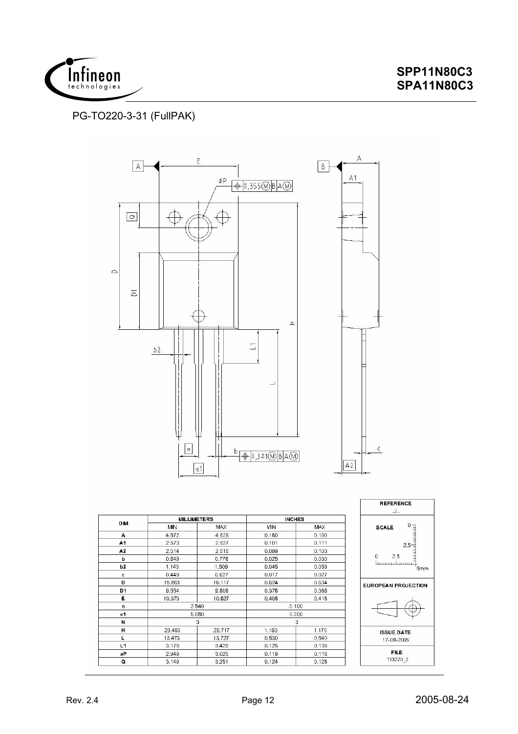## PG-TO220-3-31 (FullPAK)

| DIM | MILLIMETERS | | INCHES | |
|---|---|---|---|---|
| | MIN | MAX | MIN | MAX |
| A | 4.572 | 4.826 | 0.180 | 0.190 |
| A1 | 2.573 | 2.827 | 0.101 | 0.111 |
| A2 | 2.514 | 2.618 | 0.099 | 0.103 |
| b | 0.649 | 0.776 | 0.025 | 0.030 |
| b2 | 1.143 | 1.509 | 0.045 | 0.059 |
| c | 0.449 | 0.627 | 0.017 | 0.027 |
| D | 15.863 | 16.117 | 0.624 | 0.634 |
| D1 | 9.554 | 9.808 | 0.376 | 0.386 |
| E | 10.373 | 10.627 | 0.408 | 0.418 |
| e | 2.540 | | 0.100 | |
| e1 | 5.080 | | 0.200 | |
| N | 3 | | 3 | |
| H | 29.463 | 29.717 | 1.160 | 1.170 |
| L | 13.473 | 13.727 | 0.530 | 0.540 |
| L1 | 3.175 | 3.429 | 0.125 | 0.135 |
| øP | 2.949 | 3.025 | 0.119 | 0.116 |
| Q | 3.149 | 3.251 | 0.124 | 0.128 |

REFERENCE
../..

SCALE 0 2.5 5mm

EUROPEAN PROJECTION

ISSUE DATE
17-08-2005

FILE
TO220_2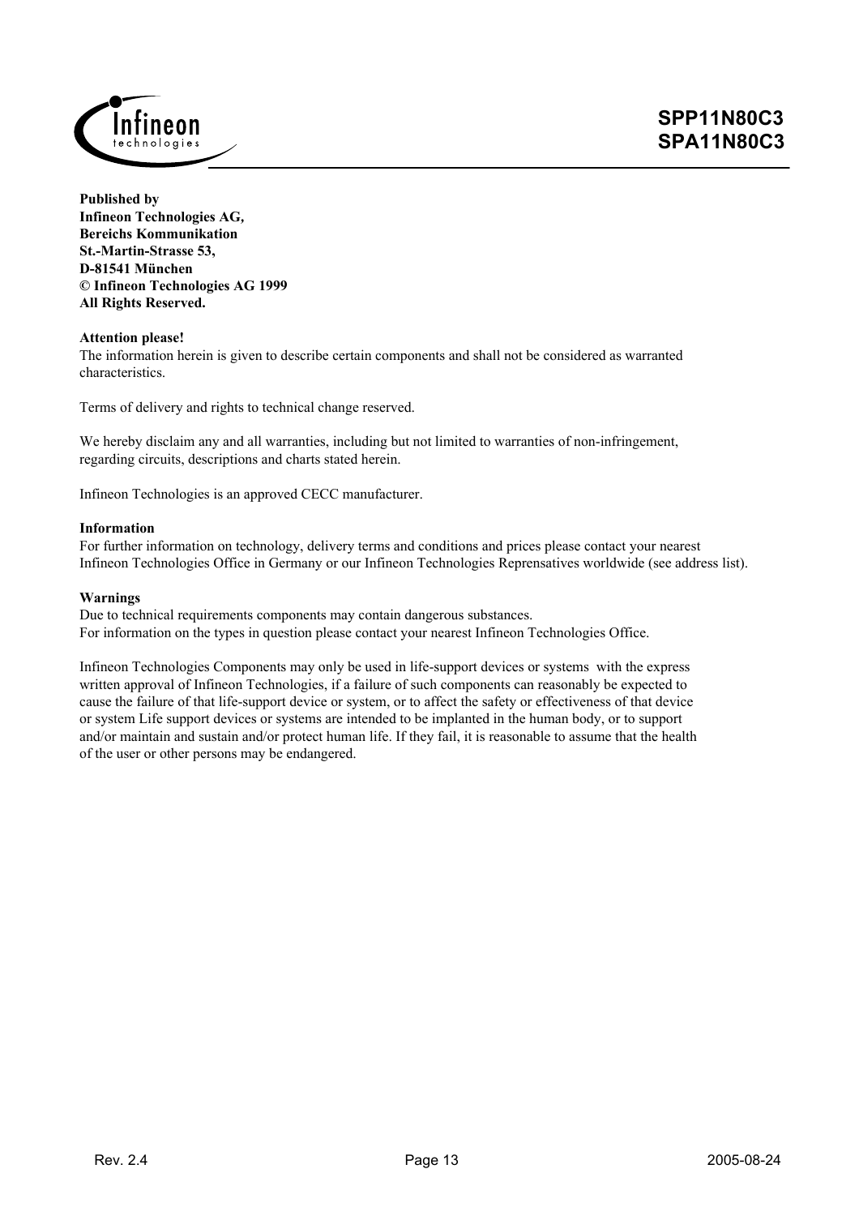**Published by**
**Infineon Technologies AG,**
**Bereichs Kommunikation**
**St.-Martin-Strasse 53,**
**D-81541 München**
**© Infineon Technologies AG 1999**
**All Rights Reserved.**

**Attention please!**
The information herein is given to describe certain components and shall not be considered as warranted characteristics.

Terms of delivery and rights to technical change reserved.

We hereby disclaim any and all warranties, including but not limited to warranties of non-infringement, regarding circuits, descriptions and charts stated herein.

Infineon Technologies is an approved CECC manufacturer.

**Information**
For further information on technology, delivery terms and conditions and prices please contact your nearest Infineon Technologies Office in Germany or our Infineon Technologies Reprensatives worldwide (see address list).

**Warnings**
Due to technical requirements components may contain dangerous substances.
For information on the types in question please contact your nearest Infineon Technologies Office.

Infineon Technologies Components may only be used in life-support devices or systems with the express written approval of Infineon Technologies, if a failure of such components can reasonably be expected to cause the failure of that life-support device or system, or to affect the safety or effectiveness of that device or system Life support devices or systems are intended to be implanted in the human body, or to support and/or maintain and sustain and/or protect human life. If they fail, it is reasonable to assume that the health of the user or other persons may be endangered.